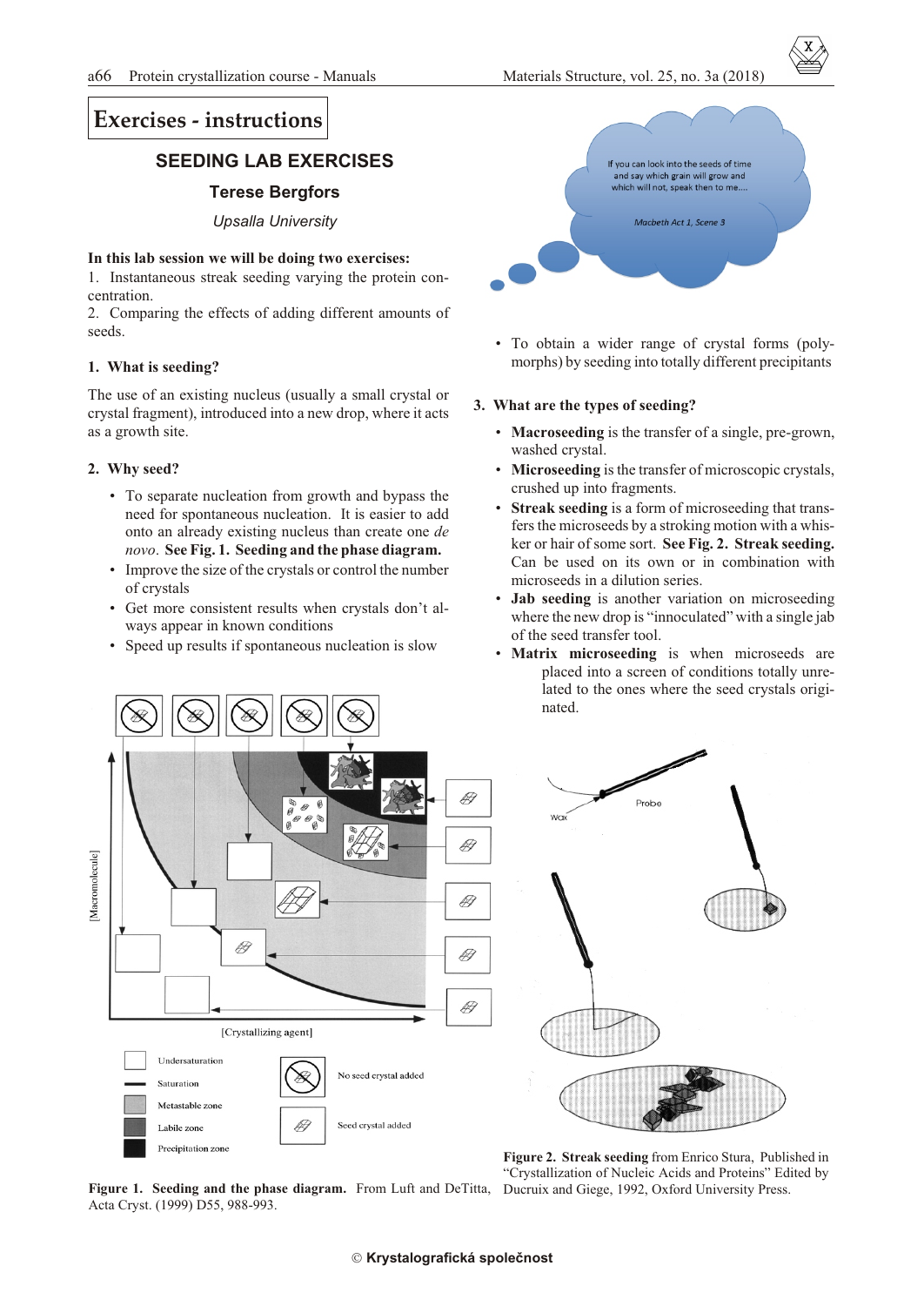# Exercises - instructions

## SEEDING LAB EXERCISES

**Terese Bergfors**

*Upsalla University*

**In this lab session we will be doing two exercises:**

1. Instantaneous streak seeding varying the protein concentration.
2. Comparing the effects of adding different amounts of seeds.

### 1. What is seeding?

The use of an existing nucleus (usually a small crystal or crystal fragment), introduced into a new drop, where it acts as a growth site.

### 2. Why seed?

- To separate nucleation from growth and bypass the need for spontaneous nucleation. It is easier to add onto an already existing nucleus than create one *de novo*. **See Fig. 1. Seeding and the phase diagram.**
- Improve the size of the crystals or control the number of crystals
- Get more consistent results when crystals don't always appear in known conditions
- Speed up results if spontaneous nucleation is slow
- To obtain a wider range of crystal forms (polymorphs) by seeding into totally different precipitants

If you can look into the seeds of time and say which grain will grow and which will not, speak then to me....

*Macbeth Act 1, Scene 3*

### 3. What are the types of seeding?

- **Macroseeding** is the transfer of a single, pre-grown, washed crystal.
- **Microseeding** is the transfer of microscopic crystals, crushed up into fragments.
- **Streak seeding** is a form of microseeding that transfers the microseeds by a stroking motion with a whisker or hair of some sort. **See Fig. 2. Streak seeding.** Can be used on its own or in combination with microseeds in a dilution series.
- **Jab seeding** is another variation on microseeding where the new drop is "innoculated" with a single jab of the seed transfer tool.
- **Matrix microseeding** is when microseeds are placed into a screen of conditions totally unrelated to the ones where the seed crystals originated.

[Macromolecule]

[Crystallizing agent]

Undersaturation

Saturation

Metastable zone

Labile zone

Precipitation zone

No seed crystal added

Seed crystal added

**Figure 1. Seeding and the phase diagram.** From Luft and DeTitta, Acta Cryst. (1999) D55, 988-993.

Probe

Wax

**Figure 2. Streak seeding** from Enrico Stura, Published in "Crystallization of Nucleic Acids and Proteins" Edited by Ducruix and Giege, 1992, Oxford University Press.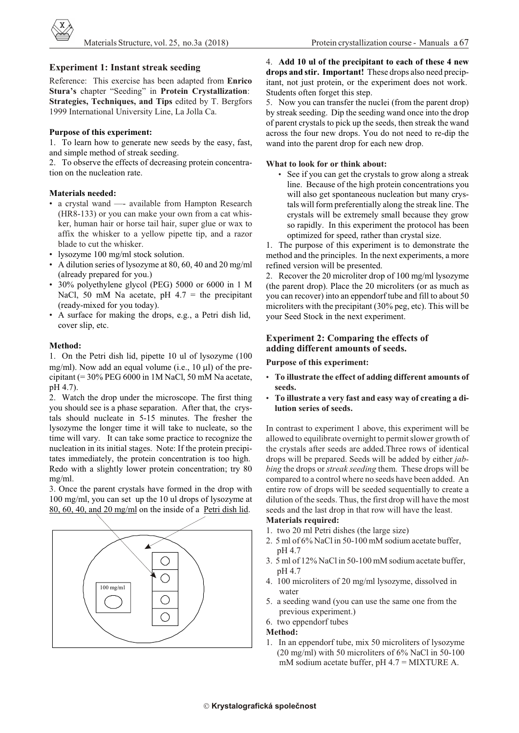### Experiment 1: Instant streak seeding

Reference: This exercise has been adapted from **Enrico Stura's** chapter "Seeding" in **Protein Crystallization**: **Strategies, Techniques, and Tips** edited by T. Bergfors 1999 International University Line, La Jolla Ca.

**Purpose of this experiment:**

1. To learn how to generate new seeds by the easy, fast, and simple method of streak seeding.
2. To observe the effects of decreasing protein concentration on the nucleation rate.

**Materials needed:**

- a crystal wand —- available from Hampton Research (HR8-133) or you can make your own from a cat whisker, human hair or horse tail hair, super glue or wax to affix the whisker to a yellow pipette tip, and a razor blade to cut the whisker.
- lysozyme 100 mg/ml stock solution.
- A dilution series of lysozyme at 80, 60, 40 and 20 mg/ml (already prepared for you.)
- 30% polyethylene glycol (PEG) 5000 or 6000 in 1 M NaCl, 50 mM Na acetate, pH 4.7 = the precipitant (ready-mixed for you today).
- A surface for making the drops, e.g., a Petri dish lid, cover slip, etc.

**Method:**

1. On the Petri dish lid, pipette 10 ul of lysozyme (100 mg/ml). Now add an equal volume (i.e., 10 μl) of the precipitant (= 30% PEG 6000 in 1M NaCl, 50 mM Na acetate, pH 4.7).
2. Watch the drop under the microscope. The first thing you should see is a phase separation. After that, the crystals should nucleate in 5-15 minutes. The fresher the lysozyme the longer time it will take to nucleate, so the time will vary. It can take some practice to recognize the nucleation in its initial stages. Note: If the protein precipitates immediately, the protein concentration is too high. Redo with a slightly lower protein concentration; try 80 mg/ml.
3. Once the parent crystals have formed in the drop with 100 mg/ml, you can set up the 10 ul drops of lysozyme at 80, 60, 40, and 20 mg/ml on the inside of a Petri dish lid.

100 mg/ml

4. **Add 10 ul of the precipitant to each of these 4 new drops and stir. Important!** These drops also need precipitant, not just protein, or the experiment does not work. Students often forget this step.
5. Now you can transfer the nuclei (from the parent drop) by streak seeding. Dip the seeding wand once into the drop of parent crystals to pick up the seeds, then streak the wand across the four new drops. You do not need to re-dip the wand into the parent drop for each new drop.

**What to look for or think about:**

- See if you can get the crystals to grow along a streak line. Because of the high protein concentrations you will also get spontaneous nucleation but many crystals will form preferentially along the streak line. The crystals will be extremely small because they grow so rapidly. In this experiment the protocol has been optimized for speed, rather than crystal size.

1. The purpose of this experiment is to demonstrate the method and the principles. In the next experiments, a more refined version will be presented.
2. Recover the 20 microliter drop of 100 mg/ml lysozyme (the parent drop). Place the 20 microliters (or as much as you can recover) into an eppendorf tube and fill to about 50 microliters with the precipitant (30% peg, etc). This will be your Seed Stock in the next experiment.

### Experiment 2: Comparing the effects of adding different amounts of seeds.

**Purpose of this experiment:**

- **To illustrate the effect of adding different amounts of seeds.**
- **To illustrate a very fast and easy way of creating a dilution series of seeds.**

In contrast to experiment 1 above, this experiment will be allowed to equilibrate overnight to permit slower growth of the crystals after seeds are added.Three rows of identical drops will be prepared. Seeds will be added by either *jabbing* the drops or *streak seeding* them. These drops will be compared to a control where no seeds have been added. An entire row of drops will be seeded sequentially to create a dilution of the seeds. Thus, the first drop will have the most seeds and the last drop in that row will have the least.

**Materials required:**

1. two 20 ml Petri dishes (the large size)
2. 5 ml of 6% NaCl in 50-100 mM sodium acetate buffer, pH 4.7
3. 5 ml of 12% NaCl in 50-100 mM sodium acetate buffer, pH 4.7
4. 100 microliters of 20 mg/ml lysozyme, dissolved in water
5. a seeding wand (you can use the same one from the previous experiment.)
6. two eppendorf tubes

**Method:**

1. In an eppendorf tube, mix 50 microliters of lysozyme (20 mg/ml) with 50 microliters of 6% NaCl in 50-100 mM sodium acetate buffer, pH 4.7 = MIXTURE A.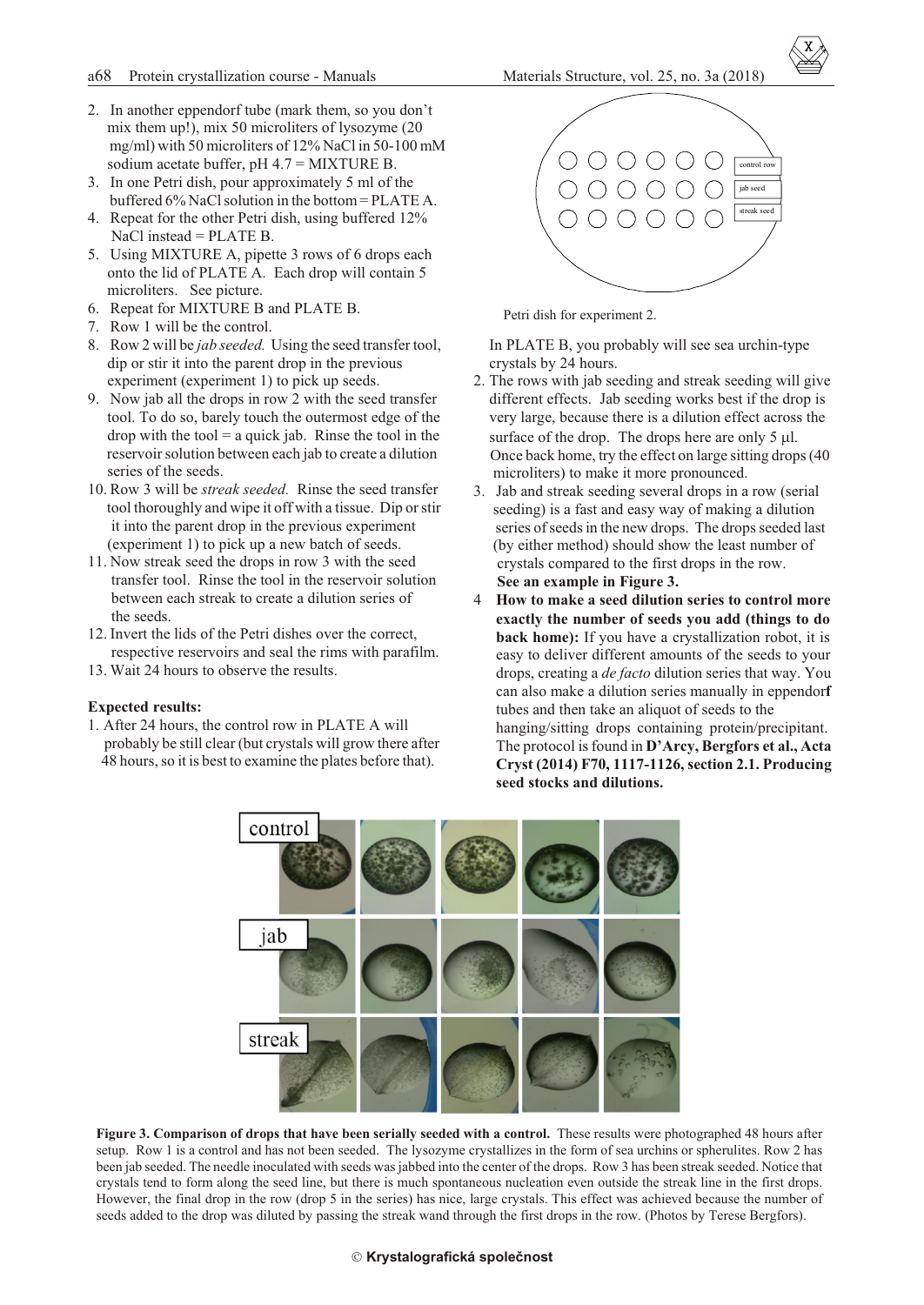2. In another eppendorf tube (mark them, so you don't mix them up!), mix 50 microliters of lysozyme (20 mg/ml) with 50 microliters of 12% NaCl in 50-100 mM sodium acetate buffer, pH 4.7 = MIXTURE B.
3. In one Petri dish, pour approximately 5 ml of the buffered 6% NaCl solution in the bottom = PLATE A.
4. Repeat for the other Petri dish, using buffered 12% NaCl instead = PLATE B.
5. Using MIXTURE A, pipette 3 rows of 6 drops each onto the lid of PLATE A. Each drop will contain 5 microliters. See picture.
6. Repeat for MIXTURE B and PLATE B.
7. Row 1 will be the control.
8. Row 2 will be *jab seeded.* Using the seed transfer tool, dip or stir it into the parent drop in the previous experiment (experiment 1) to pick up seeds.
9. Now jab all the drops in row 2 with the seed transfer tool. To do so, barely touch the outermost edge of the drop with the tool = a quick jab. Rinse the tool in the reservoir solution between each jab to create a dilution series of the seeds.
10. Row 3 will be *streak seeded.* Rinse the seed transfer tool thoroughly and wipe it off with a tissue. Dip or stir it into the parent drop in the previous experiment (experiment 1) to pick up a new batch of seeds.
11. Now streak seed the drops in row 3 with the seed transfer tool. Rinse the tool in the reservoir solution between each streak to create a dilution series of the seeds.
12. Invert the lids of the Petri dishes over the correct, respective reservoirs and seal the rims with parafilm.
13. Wait 24 hours to observe the results.

control row

jab seed

streak seed

Petri dish for experiment 2.

**Expected results:**

1. After 24 hours, the control row in PLATE A will probably be still clear (but crystals will grow there after 48 hours, so it is best to examine the plates before that). In PLATE B, you probably will see sea urchin-type crystals by 24 hours.
2. The rows with jab seeding and streak seeding will give different effects. Jab seeding works best if the drop is very large, because there is a dilution effect across the surface of the drop. The drops here are only 5 μl. Once back home, try the effect on large sitting drops (40 microliters) to make it more pronounced.
3. Jab and streak seeding several drops in a row (serial seeding) is a fast and easy way of making a dilution series of seeds in the new drops. The drops seeded last (by either method) should show the least number of crystals compared to the first drops in the row. **See an example in Figure 3.**
4. **How to make a seed dilution series to control more exactly the number of seeds you add (things to do back home):** If you have a crystallization robot, it is easy to deliver different amounts of the seeds to your drops, creating a *de facto* dilution series that way. You can also make a dilution series manually in eppendorf tubes and then take an aliquot of seeds to the hanging/sitting drops containing protein/precipitant. The protocol is found in **D'Arcy, Bergfors et al., Acta Cryst (2014) F70, 1117-1126, section 2.1. Producing seed stocks and dilutions.**

control

jab

streak

**Figure 3. Comparison of drops that have been serially seeded with a control.** These results were photographed 48 hours after setup. Row 1 is a control and has not been seeded. The lysozyme crystallizes in the form of sea urchins or spherulites. Row 2 has been jab seeded. The needle inoculated with seeds was jabbed into the center of the drops. Row 3 has been streak seeded. Notice that crystals tend to form along the seed line, but there is much spontaneous nucleation even outside the streak line in the first drops. However, the final drop in the row (drop 5 in the series) has nice, large crystals. This effect was achieved because the number of seeds added to the drop was diluted by passing the streak wand through the first drops in the row. (Photos by Terese Bergfors).